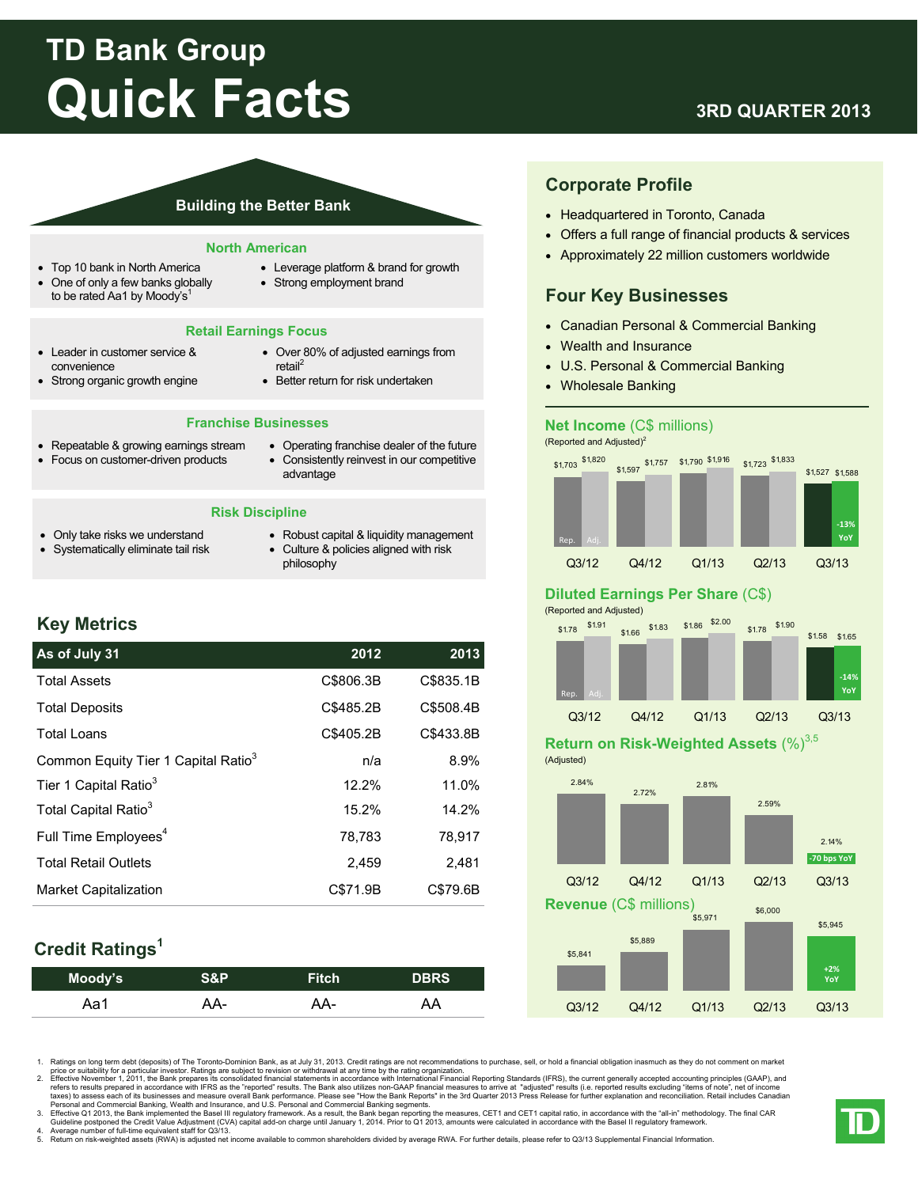# TD Bank Group

# Quick Facts

**3RD QUARTER 2013**

## Building the Better Bank

### North American

- Top 10 bank in North America
- One of only a few banks globally to be rated Aa1 by Moody's[1]
- Leverage platform & brand for growth
- Strong employment brand

### Retail Earnings Focus

- Leader in customer service & convenience
- Strong organic growth engine
- Over 80% of adjusted earnings from retail[2]
- Better return for risk undertaken

### Franchise Businesses

- Repeatable & growing earnings stream
- Focus on customer-driven products
- Operating franchise dealer of the future
- Consistently reinvest in our competitive advantage

### Risk Discipline

- Only take risks we understand
- Systematically eliminate tail risk
- Robust capital & liquidity management
- Culture & policies aligned with risk philosophy

## Key Metrics

| As of July 31 | 2012 | 2013 |
|---|---|---|
| Total Assets | C$806.3B | C$835.1B |
| Total Deposits | C$485.2B | C$508.4B |
| Total Loans | C$405.2B | C$433.8B |
| Common Equity Tier 1 Capital Ratio[3] | n/a | 8.9% |
| Tier 1 Capital Ratio[3] | 12.2% | 11.0% |
| Total Capital Ratio[3] | 15.2% | 14.2% |
| Full Time Employees[4] | 78,783 | 78,917 |
| Total Retail Outlets | 2,459 | 2,481 |
| Market Capitalization | C$71.9B | C$79.6B |

## Credit Ratings[1]

| Moody's | S&P | Fitch | DBRS |
|---|---|---|---|
| Aa1 | AA- | AA- | AA |

## Corporate Profile

- Headquartered in Toronto, Canada
- Offers a full range of financial products & services
- Approximately 22 million customers worldwide

## Four Key Businesses

- Canadian Personal & Commercial Banking
- Wealth and Insurance
- U.S. Personal & Commercial Banking
- Wholesale Banking

### Net Income (C$ millions)

(Reported and Adjusted)[2]

| | Q3/12 | Q4/12 | Q1/13 | Q2/13 | Q3/13 |
|---|---|---|---|---|---|
| Rep. | $1,703 | $1,597 | $1,790 | $1,723 | $1,527 |
| Adj. | $1,820 | $1,757 | $1,916 | $1,833 | $1,588 (-13% YoY) |

### Diluted Earnings Per Share (C$)

(Reported and Adjusted)

| | Q3/12 | Q4/12 | Q1/13 | Q2/13 | Q3/13 |
|---|---|---|---|---|---|
| Rep. | $1.78 | $1.66 | $1.86 | $1.78 | $1.58 |
| Adj. | $1.91 | $1.83 | $2.00 | $1.90 | $1.65 (-14% YoY) |

### Return on Risk-Weighted Assets (%)[3,5]

(Adjusted)

| Q3/12 | Q4/12 | Q1/13 | Q2/13 | Q3/13 |
|---|---|---|---|---|
| 2.84% | 2.72% | 2.81% | 2.59% | 2.14% (-70 bps YoY) |

### Revenue (C$ millions)

| Q3/12 | Q4/12 | Q1/13 | Q2/13 | Q3/13 |
|---|---|---|---|---|
| $5,841 | $5,889 | $5,971 | $6,000 | $5,945 (+2% YoY) |

1. Ratings on long term debt (deposits) of The Toronto-Dominion Bank, as at July 31, 2013. Credit ratings are not recommendations to purchase, sell, or hold a financial obligation inasmuch as they do not comment on market price or suitability for a particular investor. Ratings are subject to revision or withdrawal at any time by the rating organization.
2. Effective November 1, 2011, the Bank prepares its consolidated financial statements in accordance with International Financial Reporting Standards (IFRS), the current generally accepted accounting principles (GAAP), and refers to results prepared in accordance with IFRS as the "reported" results. The Bank also utilizes non-GAAP financial measures to arrive at "adjusted" results (i.e. reported results excluding "items of note", net of income taxes) to assess each of its businesses and measure overall Bank performance. Please see "How the Bank Reports" in the 3rd Quarter 2013 Press Release for further explanation and reconciliation. Retail includes Canadian Personal and Commercial Banking, Wealth and Insurance, and U.S. Personal and Commercial Banking segments.
3. Effective Q1 2013, the Bank implemented the Basel III regulatory framework. As a result, the Bank began reporting the measures, CET1 and CET1 capital ratio, in accordance with the "all-in" methodology. The final CAR Guideline postponed the Credit Value Adjustment (CVA) capital add-on charge until January 1, 2014. Prior to Q1 2013, amounts were calculated in accordance with the Basel II regulatory framework.
4. Average number of full-time equivalent staff for Q3/13.
5. Return on risk-weighted assets (RWA) is adjusted net income available to common shareholders divided by average RWA. For further details, please refer to Q3/13 Supplemental Financial Information.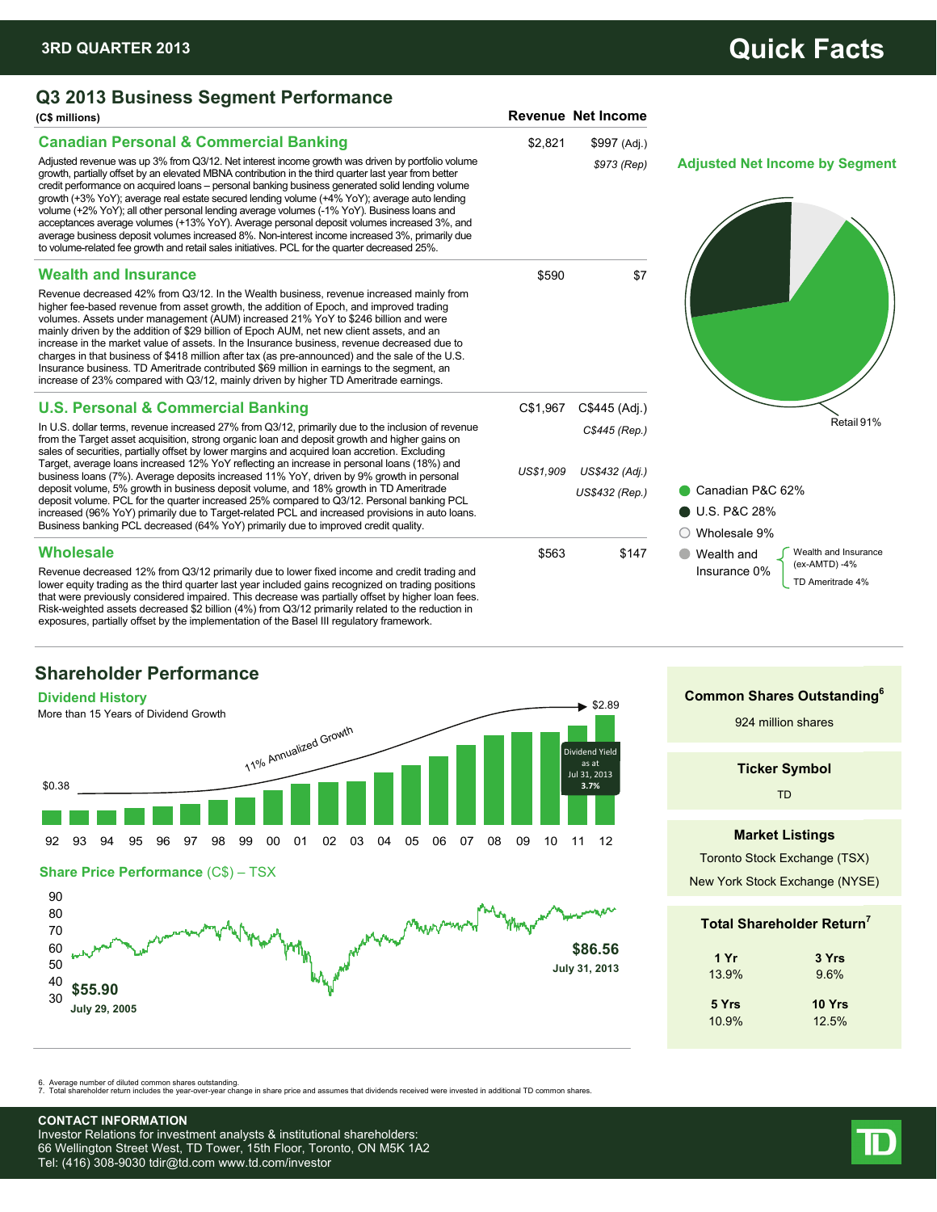3RD QUARTER 2013

# Quick Facts

## Q3 2013 Business Segment Performance

(C$ millions)

| | Revenue | Net Income |
|---|---|---|
| **Canadian Personal & Commercial Banking** | $2,821 | $997 (Adj.) *$973 (Rep)* |
| **Wealth and Insurance** | $590 | $7 |
| **U.S. Personal & Commercial Banking** | C$1,967 *US$1,909* | C$445 (Adj.) *C$445 (Rep.)* *US$432 (Adj.)* *US$432 (Rep.)* |
| **Wholesale** | $563 | $147 |

### Canadian Personal & Commercial Banking

Adjusted revenue was up 3% from Q3/12. Net interest income growth was driven by portfolio volume growth, partially offset by an elevated MBNA contribution in the third quarter last year from better credit performance on acquired loans – personal banking business generated solid lending volume growth (+3% YoY); average real estate secured lending volume (+4% YoY); average auto lending volume (+2% YoY); all other personal lending average volumes (-1% YoY). Business loans and acceptances average volumes (+13% YoY). Average personal deposit volumes increased 3%, and average business deposit volumes increased 8%. Non-interest income increased 3%, primarily due to volume-related fee growth and retail sales initiatives. PCL for the quarter decreased 25%.

### Wealth and Insurance

Revenue decreased 42% from Q3/12. In the Wealth business, revenue increased mainly from higher fee-based revenue from asset growth, the addition of Epoch, and improved trading volumes. Assets under management (AUM) increased 21% YoY to $246 billion and were mainly driven by the addition of $29 billion of Epoch AUM, net new client assets, and an increase in the market value of assets. In the Insurance business, revenue decreased due to charges in that business of $418 million after tax (as pre-announced) and the sale of the U.S. Insurance business. TD Ameritrade contributed $69 million in earnings to the segment, an increase of 23% compared with Q3/12, mainly driven by higher TD Ameritrade earnings.

### U.S. Personal & Commercial Banking

In U.S. dollar terms, revenue increased 27% from Q3/12, primarily due to the inclusion of revenue from the Target asset acquisition, strong organic loan and deposit growth and higher gains on sales of securities, partially offset by lower margins and acquired loan accretion. Excluding Target, average loans increased 12% YoY reflecting an increase in personal loans (18%) and business loans (7%). Average deposits increased 11% YoY, driven by 9% growth in personal deposit volume, 5% growth in business deposit volume, and 18% growth in TD Ameritrade deposit volume. PCL for the quarter increased 25% compared to Q3/12. Personal banking PCL increased (96% YoY) primarily due to Target-related PCL and increased provisions in auto loans. Business banking PCL decreased (64% YoY) primarily due to improved credit quality.

### Wholesale

Revenue decreased 12% from Q3/12 primarily due to lower fixed income and credit trading and lower equity trading as the third quarter last year included gains recognized on trading positions that were previously considered impaired. This decrease was partially offset by higher loan fees. Risk-weighted assets decreased $2 billion (4%) from Q3/12 primarily related to the reduction in exposures, partially offset by the implementation of the Basel III regulatory framework.

### Adjusted Net Income by Segment

Retail 91%

- Canadian P&C 62%
- U.S. P&C 28%
- Wholesale 9%
- Wealth and Insurance 0%
  - Wealth and Insurance (ex-AMTD) -4%
  - TD Ameritrade 4%

## Shareholder Performance

### Dividend History

More than 15 Years of Dividend Growth

$0.38

11% Annualized Growth

$2.89

Dividend Yield as at Jul 31, 2013 3.7%

92 93 94 95 96 97 98 99 00 01 02 03 04 05 06 07 08 09 10 11 12

### Share Price Performance (C$) – TSX

90 80 70 60 50 40 30

$55.90
July 29, 2005

$86.56
July 31, 2013

**Common Shares Outstanding**[6]

924 million shares

**Ticker Symbol**

TD

**Market Listings**

Toronto Stock Exchange (TSX)

New York Stock Exchange (NYSE)

**Total Shareholder Return**[7]

| 1 Yr | 3 Yrs |
|---|---|
| 13.9% | 9.6% |
| **5 Yrs** | **10 Yrs** |
| 10.9% | 12.5% |

6. Average number of diluted common shares outstanding.
7. Total shareholder return includes the year-over-year change in share price and assumes that dividends received were invested in additional TD common shares.

**CONTACT INFORMATION**

Investor Relations for investment analysts & institutional shareholders:
66 Wellington Street West, TD Tower, 15th Floor, Toronto, ON M5K 1A2
Tel: (416) 308-9030 tdir@td.com www.td.com/investor